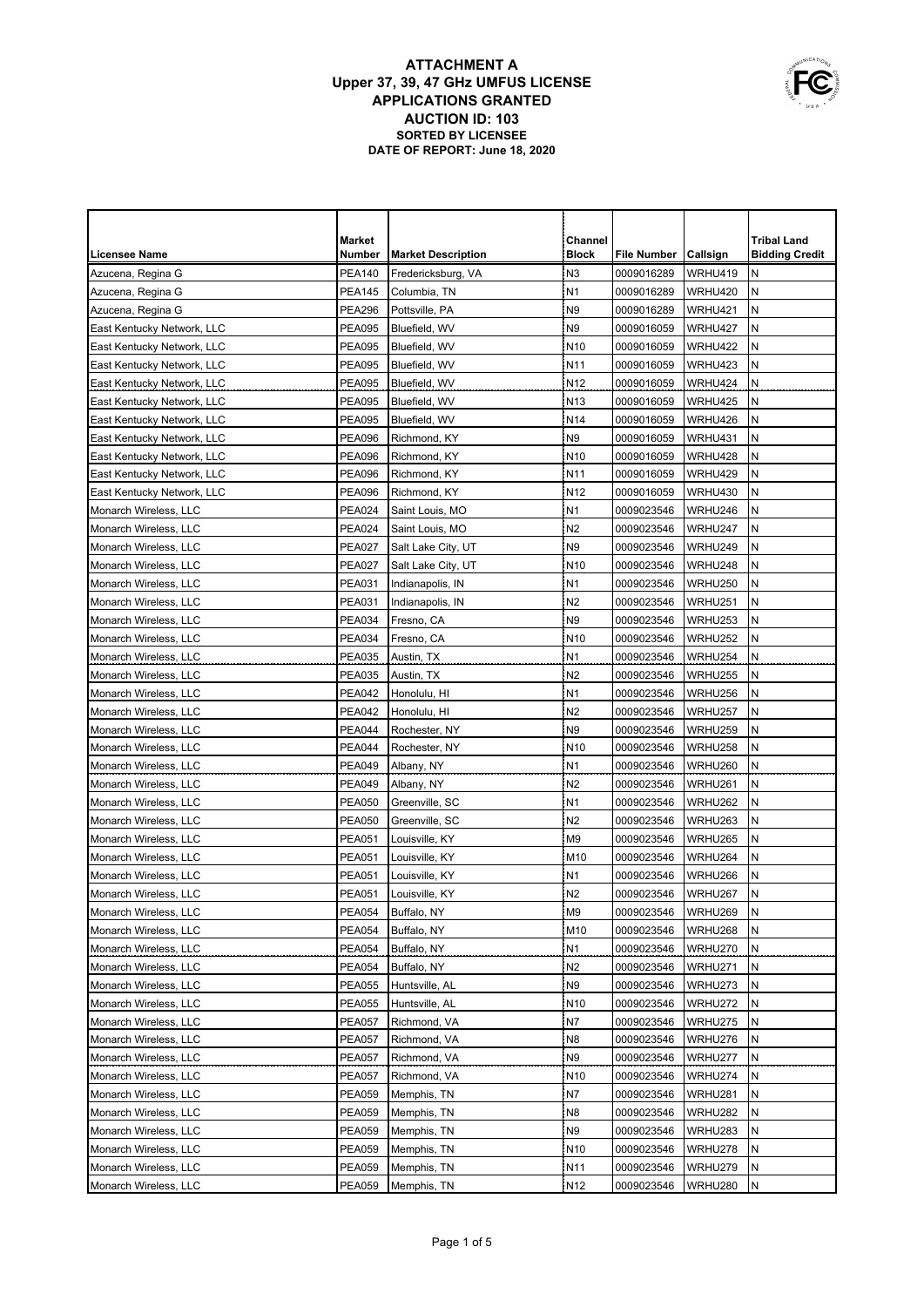# ATTACHMENT A
## Upper 37, 39, 47 GHz UMFUS LICENSE APPLICATIONS GRANTED
## AUCTION ID: 103
### SORTED BY LICENSEE
### DATE OF REPORT: June 18, 2020

| Licensee Name | Market Number | Market Description | Channel Block | File Number | Callsign | Tribal Land Bidding Credit |
|---|---|---|---|---|---|---|
| Azucena, Regina G | PEA140 | Fredericksburg, VA | N3 | 0009016289 | WRHU419 | N |
| Azucena, Regina G | PEA145 | Columbia, TN | N1 | 0009016289 | WRHU420 | N |
| Azucena, Regina G | PEA296 | Pottsville, PA | N9 | 0009016289 | WRHU421 | N |
| East Kentucky Network, LLC | PEA095 | Bluefield, WV | N9 | 0009016059 | WRHU427 | N |
| East Kentucky Network, LLC | PEA095 | Bluefield, WV | N10 | 0009016059 | WRHU422 | N |
| East Kentucky Network, LLC | PEA095 | Bluefield, WV | N11 | 0009016059 | WRHU423 | N |
| East Kentucky Network, LLC | PEA095 | Bluefield, WV | N12 | 0009016059 | WRHU424 | N |
| East Kentucky Network, LLC | PEA095 | Bluefield, WV | N13 | 0009016059 | WRHU425 | N |
| East Kentucky Network, LLC | PEA095 | Bluefield, WV | N14 | 0009016059 | WRHU426 | N |
| East Kentucky Network, LLC | PEA096 | Richmond, KY | N9 | 0009016059 | WRHU431 | N |
| East Kentucky Network, LLC | PEA096 | Richmond, KY | N10 | 0009016059 | WRHU428 | N |
| East Kentucky Network, LLC | PEA096 | Richmond, KY | N11 | 0009016059 | WRHU429 | N |
| East Kentucky Network, LLC | PEA096 | Richmond, KY | N12 | 0009016059 | WRHU430 | N |
| Monarch Wireless, LLC | PEA024 | Saint Louis, MO | N1 | 0009023546 | WRHU246 | N |
| Monarch Wireless, LLC | PEA024 | Saint Louis, MO | N2 | 0009023546 | WRHU247 | N |
| Monarch Wireless, LLC | PEA027 | Salt Lake City, UT | N9 | 0009023546 | WRHU249 | N |
| Monarch Wireless, LLC | PEA027 | Salt Lake City, UT | N10 | 0009023546 | WRHU248 | N |
| Monarch Wireless, LLC | PEA031 | Indianapolis, IN | N1 | 0009023546 | WRHU250 | N |
| Monarch Wireless, LLC | PEA031 | Indianapolis, IN | N2 | 0009023546 | WRHU251 | N |
| Monarch Wireless, LLC | PEA034 | Fresno, CA | N9 | 0009023546 | WRHU253 | N |
| Monarch Wireless, LLC | PEA034 | Fresno, CA | N10 | 0009023546 | WRHU252 | N |
| Monarch Wireless, LLC | PEA035 | Austin, TX | N1 | 0009023546 | WRHU254 | N |
| Monarch Wireless, LLC | PEA035 | Austin, TX | N2 | 0009023546 | WRHU255 | N |
| Monarch Wireless, LLC | PEA042 | Honolulu, HI | N1 | 0009023546 | WRHU256 | N |
| Monarch Wireless, LLC | PEA042 | Honolulu, HI | N2 | 0009023546 | WRHU257 | N |
| Monarch Wireless, LLC | PEA044 | Rochester, NY | N9 | 0009023546 | WRHU259 | N |
| Monarch Wireless, LLC | PEA044 | Rochester, NY | N10 | 0009023546 | WRHU258 | N |
| Monarch Wireless, LLC | PEA049 | Albany, NY | N1 | 0009023546 | WRHU260 | N |
| Monarch Wireless, LLC | PEA049 | Albany, NY | N2 | 0009023546 | WRHU261 | N |
| Monarch Wireless, LLC | PEA050 | Greenville, SC | N1 | 0009023546 | WRHU262 | N |
| Monarch Wireless, LLC | PEA050 | Greenville, SC | N2 | 0009023546 | WRHU263 | N |
| Monarch Wireless, LLC | PEA051 | Louisville, KY | M9 | 0009023546 | WRHU265 | N |
| Monarch Wireless, LLC | PEA051 | Louisville, KY | M10 | 0009023546 | WRHU264 | N |
| Monarch Wireless, LLC | PEA051 | Louisville, KY | N1 | 0009023546 | WRHU266 | N |
| Monarch Wireless, LLC | PEA051 | Louisville, KY | N2 | 0009023546 | WRHU267 | N |
| Monarch Wireless, LLC | PEA054 | Buffalo, NY | M9 | 0009023546 | WRHU269 | N |
| Monarch Wireless, LLC | PEA054 | Buffalo, NY | M10 | 0009023546 | WRHU268 | N |
| Monarch Wireless, LLC | PEA054 | Buffalo, NY | N1 | 0009023546 | WRHU270 | N |
| Monarch Wireless, LLC | PEA054 | Buffalo, NY | N2 | 0009023546 | WRHU271 | N |
| Monarch Wireless, LLC | PEA055 | Huntsville, AL | N9 | 0009023546 | WRHU273 | N |
| Monarch Wireless, LLC | PEA055 | Huntsville, AL | N10 | 0009023546 | WRHU272 | N |
| Monarch Wireless, LLC | PEA057 | Richmond, VA | N7 | 0009023546 | WRHU275 | N |
| Monarch Wireless, LLC | PEA057 | Richmond, VA | N8 | 0009023546 | WRHU276 | N |
| Monarch Wireless, LLC | PEA057 | Richmond, VA | N9 | 0009023546 | WRHU277 | N |
| Monarch Wireless, LLC | PEA057 | Richmond, VA | N10 | 0009023546 | WRHU274 | N |
| Monarch Wireless, LLC | PEA059 | Memphis, TN | N7 | 0009023546 | WRHU281 | N |
| Monarch Wireless, LLC | PEA059 | Memphis, TN | N8 | 0009023546 | WRHU282 | N |
| Monarch Wireless, LLC | PEA059 | Memphis, TN | N9 | 0009023546 | WRHU283 | N |
| Monarch Wireless, LLC | PEA059 | Memphis, TN | N10 | 0009023546 | WRHU278 | N |
| Monarch Wireless, LLC | PEA059 | Memphis, TN | N11 | 0009023546 | WRHU279 | N |
| Monarch Wireless, LLC | PEA059 | Memphis, TN | N12 | 0009023546 | WRHU280 | N |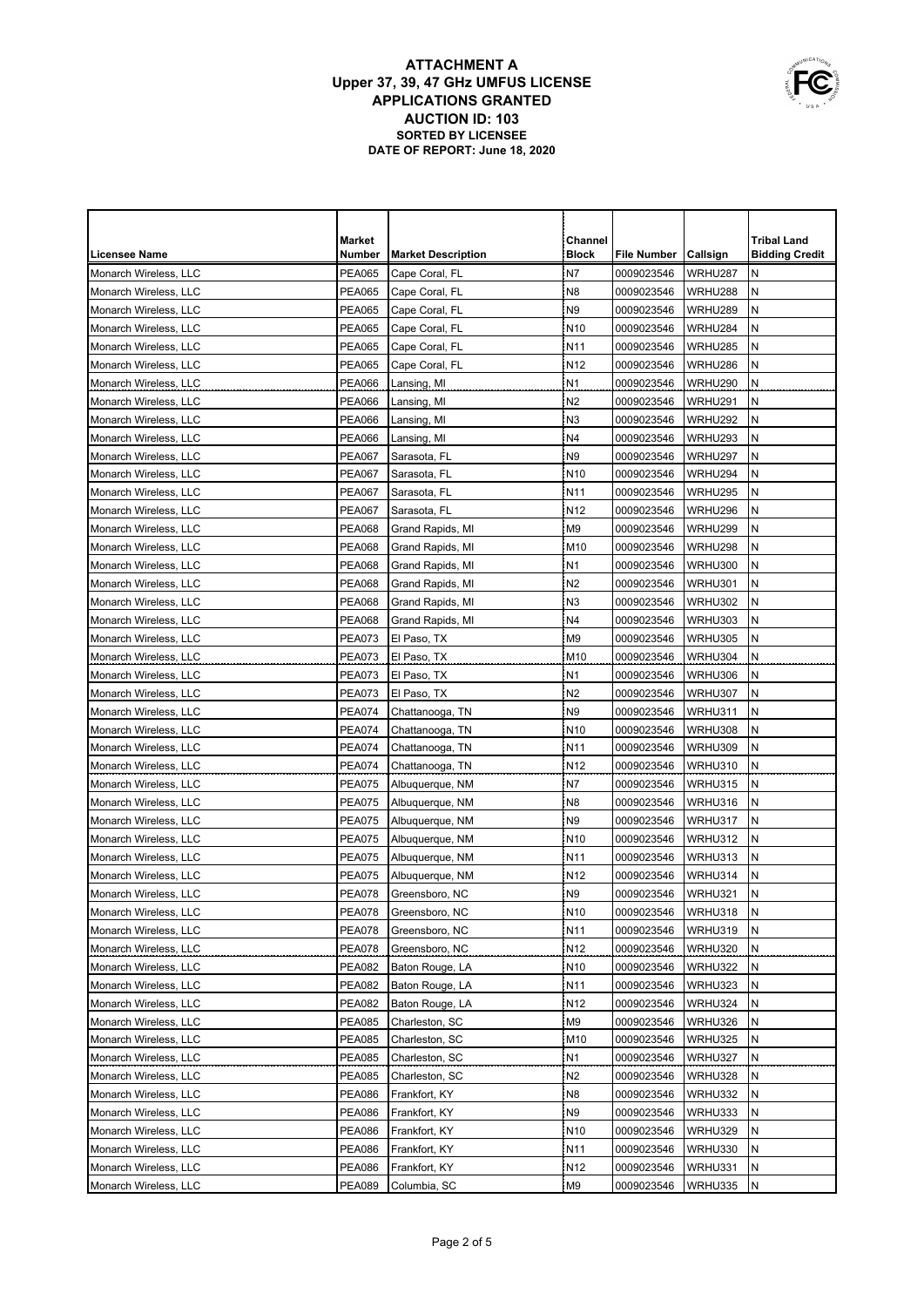# ATTACHMENT A
## Upper 37, 39, 47 GHz UMFUS LICENSE APPLICATIONS GRANTED
## AUCTION ID: 103
### SORTED BY LICENSEE
### DATE OF REPORT: June 18, 2020

| Licensee Name | Market Number | Market Description | Channel Block | File Number | Callsign | Tribal Land Bidding Credit |
|---|---|---|---|---|---|---|
| Monarch Wireless, LLC | PEA065 | Cape Coral, FL | N7 | 0009023546 | WRHU287 | N |
| Monarch Wireless, LLC | PEA065 | Cape Coral, FL | N8 | 0009023546 | WRHU288 | N |
| Monarch Wireless, LLC | PEA065 | Cape Coral, FL | N9 | 0009023546 | WRHU289 | N |
| Monarch Wireless, LLC | PEA065 | Cape Coral, FL | N10 | 0009023546 | WRHU284 | N |
| Monarch Wireless, LLC | PEA065 | Cape Coral, FL | N11 | 0009023546 | WRHU285 | N |
| Monarch Wireless, LLC | PEA065 | Cape Coral, FL | N12 | 0009023546 | WRHU286 | N |
| Monarch Wireless, LLC | PEA066 | Lansing, MI | N1 | 0009023546 | WRHU290 | N |
| Monarch Wireless, LLC | PEA066 | Lansing, MI | N2 | 0009023546 | WRHU291 | N |
| Monarch Wireless, LLC | PEA066 | Lansing, MI | N3 | 0009023546 | WRHU292 | N |
| Monarch Wireless, LLC | PEA066 | Lansing, MI | N4 | 0009023546 | WRHU293 | N |
| Monarch Wireless, LLC | PEA067 | Sarasota, FL | N9 | 0009023546 | WRHU297 | N |
| Monarch Wireless, LLC | PEA067 | Sarasota, FL | N10 | 0009023546 | WRHU294 | N |
| Monarch Wireless, LLC | PEA067 | Sarasota, FL | N11 | 0009023546 | WRHU295 | N |
| Monarch Wireless, LLC | PEA067 | Sarasota, FL | N12 | 0009023546 | WRHU296 | N |
| Monarch Wireless, LLC | PEA068 | Grand Rapids, MI | M9 | 0009023546 | WRHU299 | N |
| Monarch Wireless, LLC | PEA068 | Grand Rapids, MI | M10 | 0009023546 | WRHU298 | N |
| Monarch Wireless, LLC | PEA068 | Grand Rapids, MI | N1 | 0009023546 | WRHU300 | N |
| Monarch Wireless, LLC | PEA068 | Grand Rapids, MI | N2 | 0009023546 | WRHU301 | N |
| Monarch Wireless, LLC | PEA068 | Grand Rapids, MI | N3 | 0009023546 | WRHU302 | N |
| Monarch Wireless, LLC | PEA068 | Grand Rapids, MI | N4 | 0009023546 | WRHU303 | N |
| Monarch Wireless, LLC | PEA073 | El Paso, TX | M9 | 0009023546 | WRHU305 | N |
| Monarch Wireless, LLC | PEA073 | El Paso, TX | M10 | 0009023546 | WRHU304 | N |
| Monarch Wireless, LLC | PEA073 | El Paso, TX | N1 | 0009023546 | WRHU306 | N |
| Monarch Wireless, LLC | PEA073 | El Paso, TX | N2 | 0009023546 | WRHU307 | N |
| Monarch Wireless, LLC | PEA074 | Chattanooga, TN | N9 | 0009023546 | WRHU311 | N |
| Monarch Wireless, LLC | PEA074 | Chattanooga, TN | N10 | 0009023546 | WRHU308 | N |
| Monarch Wireless, LLC | PEA074 | Chattanooga, TN | N11 | 0009023546 | WRHU309 | N |
| Monarch Wireless, LLC | PEA074 | Chattanooga, TN | N12 | 0009023546 | WRHU310 | N |
| Monarch Wireless, LLC | PEA075 | Albuquerque, NM | N7 | 0009023546 | WRHU315 | N |
| Monarch Wireless, LLC | PEA075 | Albuquerque, NM | N8 | 0009023546 | WRHU316 | N |
| Monarch Wireless, LLC | PEA075 | Albuquerque, NM | N9 | 0009023546 | WRHU317 | N |
| Monarch Wireless, LLC | PEA075 | Albuquerque, NM | N10 | 0009023546 | WRHU312 | N |
| Monarch Wireless, LLC | PEA075 | Albuquerque, NM | N11 | 0009023546 | WRHU313 | N |
| Monarch Wireless, LLC | PEA075 | Albuquerque, NM | N12 | 0009023546 | WRHU314 | N |
| Monarch Wireless, LLC | PEA078 | Greensboro, NC | N9 | 0009023546 | WRHU321 | N |
| Monarch Wireless, LLC | PEA078 | Greensboro, NC | N10 | 0009023546 | WRHU318 | N |
| Monarch Wireless, LLC | PEA078 | Greensboro, NC | N11 | 0009023546 | WRHU319 | N |
| Monarch Wireless, LLC | PEA078 | Greensboro, NC | N12 | 0009023546 | WRHU320 | N |
| Monarch Wireless, LLC | PEA082 | Baton Rouge, LA | N10 | 0009023546 | WRHU322 | N |
| Monarch Wireless, LLC | PEA082 | Baton Rouge, LA | N11 | 0009023546 | WRHU323 | N |
| Monarch Wireless, LLC | PEA082 | Baton Rouge, LA | N12 | 0009023546 | WRHU324 | N |
| Monarch Wireless, LLC | PEA085 | Charleston, SC | M9 | 0009023546 | WRHU326 | N |
| Monarch Wireless, LLC | PEA085 | Charleston, SC | M10 | 0009023546 | WRHU325 | N |
| Monarch Wireless, LLC | PEA085 | Charleston, SC | N1 | 0009023546 | WRHU327 | N |
| Monarch Wireless, LLC | PEA085 | Charleston, SC | N2 | 0009023546 | WRHU328 | N |
| Monarch Wireless, LLC | PEA086 | Frankfort, KY | N8 | 0009023546 | WRHU332 | N |
| Monarch Wireless, LLC | PEA086 | Frankfort, KY | N9 | 0009023546 | WRHU333 | N |
| Monarch Wireless, LLC | PEA086 | Frankfort, KY | N10 | 0009023546 | WRHU329 | N |
| Monarch Wireless, LLC | PEA086 | Frankfort, KY | N11 | 0009023546 | WRHU330 | N |
| Monarch Wireless, LLC | PEA086 | Frankfort, KY | N12 | 0009023546 | WRHU331 | N |
| Monarch Wireless, LLC | PEA089 | Columbia, SC | M9 | 0009023546 | WRHU335 | N |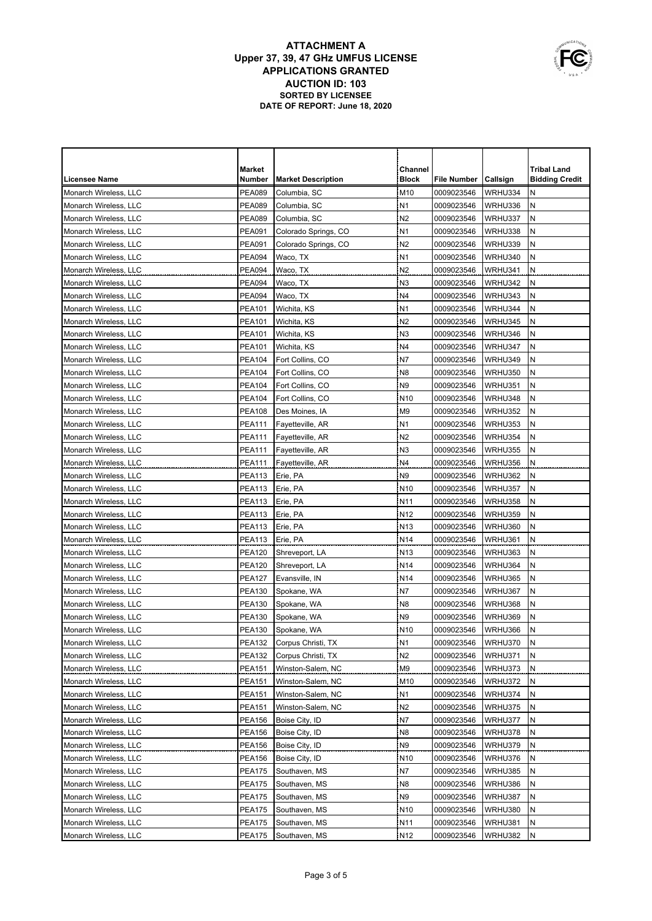# ATTACHMENT A
## Upper 37, 39, 47 GHz UMFUS LICENSE APPLICATIONS GRANTED
## AUCTION ID: 103
### SORTED BY LICENSEE
### DATE OF REPORT: June 18, 2020

| Licensee Name | Market Number | Market Description | Channel Block | File Number | Callsign | Tribal Land Bidding Credit |
|---|---|---|---|---|---|---|
| Monarch Wireless, LLC | PEA089 | Columbia, SC | M10 | 0009023546 | WRHU334 | N |
| Monarch Wireless, LLC | PEA089 | Columbia, SC | N1 | 0009023546 | WRHU336 | N |
| Monarch Wireless, LLC | PEA089 | Columbia, SC | N2 | 0009023546 | WRHU337 | N |
| Monarch Wireless, LLC | PEA091 | Colorado Springs, CO | N1 | 0009023546 | WRHU338 | N |
| Monarch Wireless, LLC | PEA091 | Colorado Springs, CO | N2 | 0009023546 | WRHU339 | N |
| Monarch Wireless, LLC | PEA094 | Waco, TX | N1 | 0009023546 | WRHU340 | N |
| Monarch Wireless, LLC | PEA094 | Waco, TX | N2 | 0009023546 | WRHU341 | N |
| Monarch Wireless, LLC | PEA094 | Waco, TX | N3 | 0009023546 | WRHU342 | N |
| Monarch Wireless, LLC | PEA094 | Waco, TX | N4 | 0009023546 | WRHU343 | N |
| Monarch Wireless, LLC | PEA101 | Wichita, KS | N1 | 0009023546 | WRHU344 | N |
| Monarch Wireless, LLC | PEA101 | Wichita, KS | N2 | 0009023546 | WRHU345 | N |
| Monarch Wireless, LLC | PEA101 | Wichita, KS | N3 | 0009023546 | WRHU346 | N |
| Monarch Wireless, LLC | PEA101 | Wichita, KS | N4 | 0009023546 | WRHU347 | N |
| Monarch Wireless, LLC | PEA104 | Fort Collins, CO | N7 | 0009023546 | WRHU349 | N |
| Monarch Wireless, LLC | PEA104 | Fort Collins, CO | N8 | 0009023546 | WRHU350 | N |
| Monarch Wireless, LLC | PEA104 | Fort Collins, CO | N9 | 0009023546 | WRHU351 | N |
| Monarch Wireless, LLC | PEA104 | Fort Collins, CO | N10 | 0009023546 | WRHU348 | N |
| Monarch Wireless, LLC | PEA108 | Des Moines, IA | M9 | 0009023546 | WRHU352 | N |
| Monarch Wireless, LLC | PEA111 | Fayetteville, AR | N1 | 0009023546 | WRHU353 | N |
| Monarch Wireless, LLC | PEA111 | Fayetteville, AR | N2 | 0009023546 | WRHU354 | N |
| Monarch Wireless, LLC | PEA111 | Fayetteville, AR | N3 | 0009023546 | WRHU355 | N |
| Monarch Wireless, LLC | PEA111 | Fayetteville, AR | N4 | 0009023546 | WRHU356 | N |
| Monarch Wireless, LLC | PEA113 | Erie, PA | N9 | 0009023546 | WRHU362 | N |
| Monarch Wireless, LLC | PEA113 | Erie, PA | N10 | 0009023546 | WRHU357 | N |
| Monarch Wireless, LLC | PEA113 | Erie, PA | N11 | 0009023546 | WRHU358 | N |
| Monarch Wireless, LLC | PEA113 | Erie, PA | N12 | 0009023546 | WRHU359 | N |
| Monarch Wireless, LLC | PEA113 | Erie, PA | N13 | 0009023546 | WRHU360 | N |
| Monarch Wireless, LLC | PEA113 | Erie, PA | N14 | 0009023546 | WRHU361 | N |
| Monarch Wireless, LLC | PEA120 | Shreveport, LA | N13 | 0009023546 | WRHU363 | N |
| Monarch Wireless, LLC | PEA120 | Shreveport, LA | N14 | 0009023546 | WRHU364 | N |
| Monarch Wireless, LLC | PEA127 | Evansville, IN | N14 | 0009023546 | WRHU365 | N |
| Monarch Wireless, LLC | PEA130 | Spokane, WA | N7 | 0009023546 | WRHU367 | N |
| Monarch Wireless, LLC | PEA130 | Spokane, WA | N8 | 0009023546 | WRHU368 | N |
| Monarch Wireless, LLC | PEA130 | Spokane, WA | N9 | 0009023546 | WRHU369 | N |
| Monarch Wireless, LLC | PEA130 | Spokane, WA | N10 | 0009023546 | WRHU366 | N |
| Monarch Wireless, LLC | PEA132 | Corpus Christi, TX | N1 | 0009023546 | WRHU370 | N |
| Monarch Wireless, LLC | PEA132 | Corpus Christi, TX | N2 | 0009023546 | WRHU371 | N |
| Monarch Wireless, LLC | PEA151 | Winston-Salem, NC | M9 | 0009023546 | WRHU373 | N |
| Monarch Wireless, LLC | PEA151 | Winston-Salem, NC | M10 | 0009023546 | WRHU372 | N |
| Monarch Wireless, LLC | PEA151 | Winston-Salem, NC | N1 | 0009023546 | WRHU374 | N |
| Monarch Wireless, LLC | PEA151 | Winston-Salem, NC | N2 | 0009023546 | WRHU375 | N |
| Monarch Wireless, LLC | PEA156 | Boise City, ID | N7 | 0009023546 | WRHU377 | N |
| Monarch Wireless, LLC | PEA156 | Boise City, ID | N8 | 0009023546 | WRHU378 | N |
| Monarch Wireless, LLC | PEA156 | Boise City, ID | N9 | 0009023546 | WRHU379 | N |
| Monarch Wireless, LLC | PEA156 | Boise City, ID | N10 | 0009023546 | WRHU376 | N |
| Monarch Wireless, LLC | PEA175 | Southaven, MS | N7 | 0009023546 | WRHU385 | N |
| Monarch Wireless, LLC | PEA175 | Southaven, MS | N8 | 0009023546 | WRHU386 | N |
| Monarch Wireless, LLC | PEA175 | Southaven, MS | N9 | 0009023546 | WRHU387 | N |
| Monarch Wireless, LLC | PEA175 | Southaven, MS | N10 | 0009023546 | WRHU380 | N |
| Monarch Wireless, LLC | PEA175 | Southaven, MS | N11 | 0009023546 | WRHU381 | N |
| Monarch Wireless, LLC | PEA175 | Southaven, MS | N12 | 0009023546 | WRHU382 | N |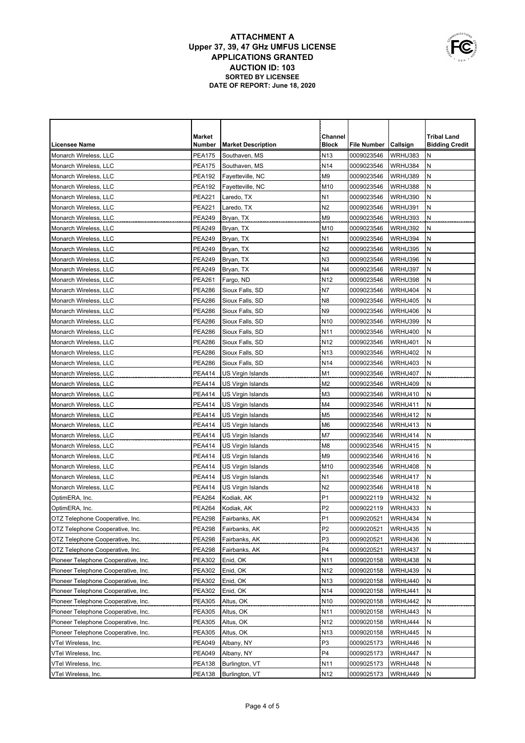# ATTACHMENT A
## Upper 37, 39, 47 GHz UMFUS LICENSE APPLICATIONS GRANTED
## AUCTION ID: 103
### SORTED BY LICENSEE
### DATE OF REPORT: June 18, 2020

| Licensee Name | Market Number | Market Description | Channel Block | File Number | Callsign | Tribal Land Bidding Credit |
|---|---|---|---|---|---|---|
| Monarch Wireless, LLC | PEA175 | Southaven, MS | N13 | 0009023546 | WRHU383 | N |
| Monarch Wireless, LLC | PEA175 | Southaven, MS | N14 | 0009023546 | WRHU384 | N |
| Monarch Wireless, LLC | PEA192 | Fayetteville, NC | M9 | 0009023546 | WRHU389 | N |
| Monarch Wireless, LLC | PEA192 | Fayetteville, NC | M10 | 0009023546 | WRHU388 | N |
| Monarch Wireless, LLC | PEA221 | Laredo, TX | N1 | 0009023546 | WRHU390 | N |
| Monarch Wireless, LLC | PEA221 | Laredo, TX | N2 | 0009023546 | WRHU391 | N |
| Monarch Wireless, LLC | PEA249 | Bryan, TX | M9 | 0009023546 | WRHU393 | N |
| Monarch Wireless, LLC | PEA249 | Bryan, TX | M10 | 0009023546 | WRHU392 | N |
| Monarch Wireless, LLC | PEA249 | Bryan, TX | N1 | 0009023546 | WRHU394 | N |
| Monarch Wireless, LLC | PEA249 | Bryan, TX | N2 | 0009023546 | WRHU395 | N |
| Monarch Wireless, LLC | PEA249 | Bryan, TX | N3 | 0009023546 | WRHU396 | N |
| Monarch Wireless, LLC | PEA249 | Bryan, TX | N4 | 0009023546 | WRHU397 | N |
| Monarch Wireless, LLC | PEA261 | Fargo, ND | N12 | 0009023546 | WRHU398 | N |
| Monarch Wireless, LLC | PEA286 | Sioux Falls, SD | N7 | 0009023546 | WRHU404 | N |
| Monarch Wireless, LLC | PEA286 | Sioux Falls, SD | N8 | 0009023546 | WRHU405 | N |
| Monarch Wireless, LLC | PEA286 | Sioux Falls, SD | N9 | 0009023546 | WRHU406 | N |
| Monarch Wireless, LLC | PEA286 | Sioux Falls, SD | N10 | 0009023546 | WRHU399 | N |
| Monarch Wireless, LLC | PEA286 | Sioux Falls, SD | N11 | 0009023546 | WRHU400 | N |
| Monarch Wireless, LLC | PEA286 | Sioux Falls, SD | N12 | 0009023546 | WRHU401 | N |
| Monarch Wireless, LLC | PEA286 | Sioux Falls, SD | N13 | 0009023546 | WRHU402 | N |
| Monarch Wireless, LLC | PEA286 | Sioux Falls, SD | N14 | 0009023546 | WRHU403 | N |
| Monarch Wireless, LLC | PEA414 | US Virgin Islands | M1 | 0009023546 | WRHU407 | N |
| Monarch Wireless, LLC | PEA414 | US Virgin Islands | M2 | 0009023546 | WRHU409 | N |
| Monarch Wireless, LLC | PEA414 | US Virgin Islands | M3 | 0009023546 | WRHU410 | N |
| Monarch Wireless, LLC | PEA414 | US Virgin Islands | M4 | 0009023546 | WRHU411 | N |
| Monarch Wireless, LLC | PEA414 | US Virgin Islands | M5 | 0009023546 | WRHU412 | N |
| Monarch Wireless, LLC | PEA414 | US Virgin Islands | M6 | 0009023546 | WRHU413 | N |
| Monarch Wireless, LLC | PEA414 | US Virgin Islands | M7 | 0009023546 | WRHU414 | N |
| Monarch Wireless, LLC | PEA414 | US Virgin Islands | M8 | 0009023546 | WRHU415 | N |
| Monarch Wireless, LLC | PEA414 | US Virgin Islands | M9 | 0009023546 | WRHU416 | N |
| Monarch Wireless, LLC | PEA414 | US Virgin Islands | M10 | 0009023546 | WRHU408 | N |
| Monarch Wireless, LLC | PEA414 | US Virgin Islands | N1 | 0009023546 | WRHU417 | N |
| Monarch Wireless, LLC | PEA414 | US Virgin Islands | N2 | 0009023546 | WRHU418 | N |
| OptimERA, Inc. | PEA264 | Kodiak, AK | P1 | 0009022119 | WRHU432 | N |
| OptimERA, Inc. | PEA264 | Kodiak, AK | P2 | 0009022119 | WRHU433 | N |
| OTZ Telephone Cooperative, Inc. | PEA298 | Fairbanks, AK | P1 | 0009020521 | WRHU434 | N |
| OTZ Telephone Cooperative, Inc. | PEA298 | Fairbanks, AK | P2 | 0009020521 | WRHU435 | N |
| OTZ Telephone Cooperative, Inc. | PEA298 | Fairbanks, AK | P3 | 0009020521 | WRHU436 | N |
| OTZ Telephone Cooperative, Inc. | PEA298 | Fairbanks, AK | P4 | 0009020521 | WRHU437 | N |
| Pioneer Telephone Cooperative, Inc. | PEA302 | Enid, OK | N11 | 0009020158 | WRHU438 | N |
| Pioneer Telephone Cooperative, Inc. | PEA302 | Enid, OK | N12 | 0009020158 | WRHU439 | N |
| Pioneer Telephone Cooperative, Inc. | PEA302 | Enid, OK | N13 | 0009020158 | WRHU440 | N |
| Pioneer Telephone Cooperative, Inc. | PEA302 | Enid, OK | N14 | 0009020158 | WRHU441 | N |
| Pioneer Telephone Cooperative, Inc. | PEA305 | Altus, OK | N10 | 0009020158 | WRHU442 | N |
| Pioneer Telephone Cooperative, Inc. | PEA305 | Altus, OK | N11 | 0009020158 | WRHU443 | N |
| Pioneer Telephone Cooperative, Inc. | PEA305 | Altus, OK | N12 | 0009020158 | WRHU444 | N |
| Pioneer Telephone Cooperative, Inc. | PEA305 | Altus, OK | N13 | 0009020158 | WRHU445 | N |
| VTel Wireless, Inc. | PEA049 | Albany, NY | P3 | 0009025173 | WRHU446 | N |
| VTel Wireless, Inc. | PEA049 | Albany, NY | P4 | 0009025173 | WRHU447 | N |
| VTel Wireless, Inc. | PEA138 | Burlington, VT | N11 | 0009025173 | WRHU448 | N |
| VTel Wireless, Inc. | PEA138 | Burlington, VT | N12 | 0009025173 | WRHU449 | N |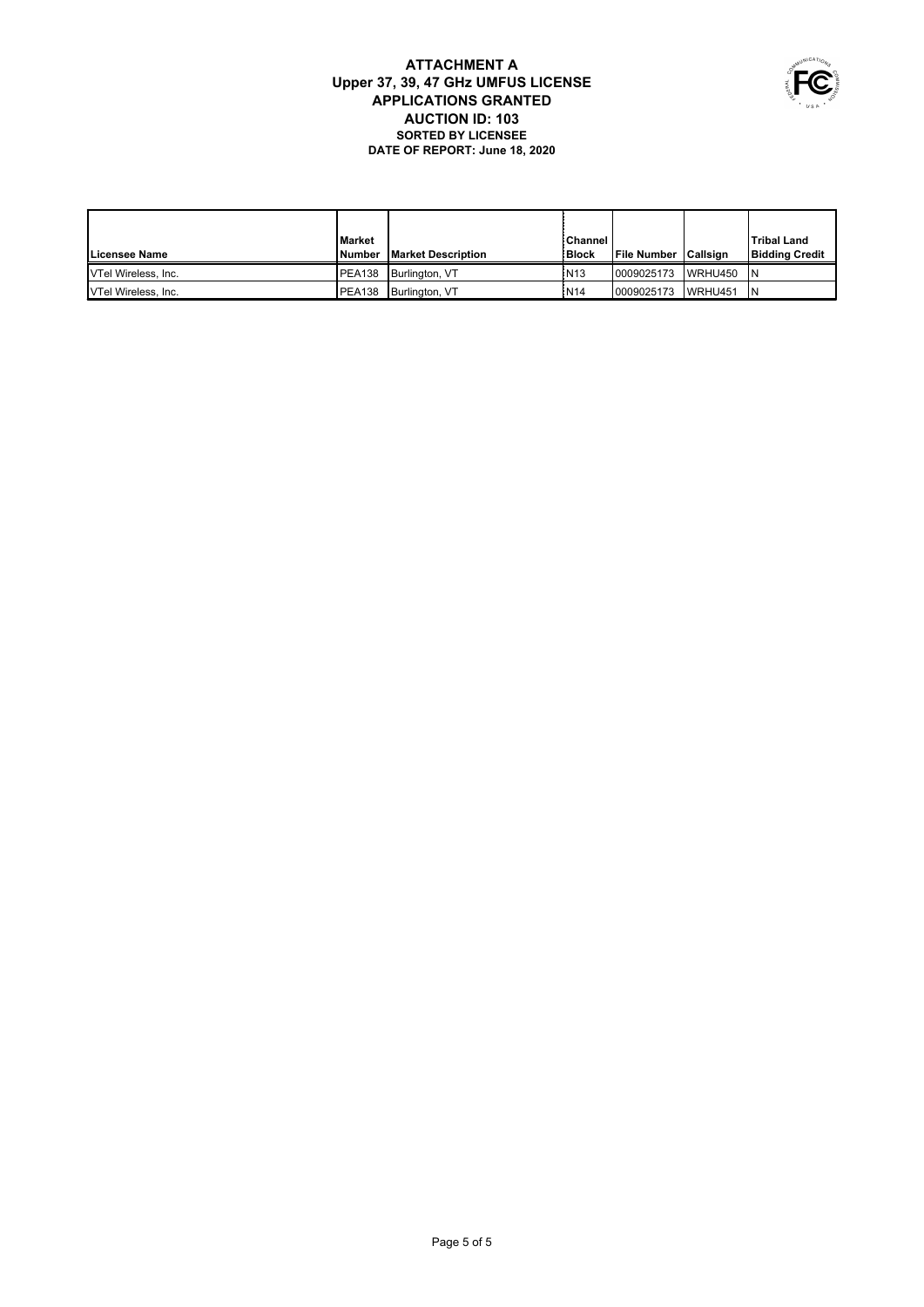# ATTACHMENT A
## Upper 37, 39, 47 GHz UMFUS LICENSE APPLICATIONS GRANTED
## AUCTION ID: 103
### SORTED BY LICENSEE
### DATE OF REPORT: June 18, 2020

| Licensee Name | Market Number | Market Description | Channel Block | File Number | Callsign | Tribal Land Bidding Credit |
|---|---|---|---|---|---|---|
| VTel Wireless, Inc. | PEA138 | Burlington, VT | N13 | 0009025173 | WRHU450 | N |
| VTel Wireless, Inc. | PEA138 | Burlington, VT | N14 | 0009025173 | WRHU451 | N |